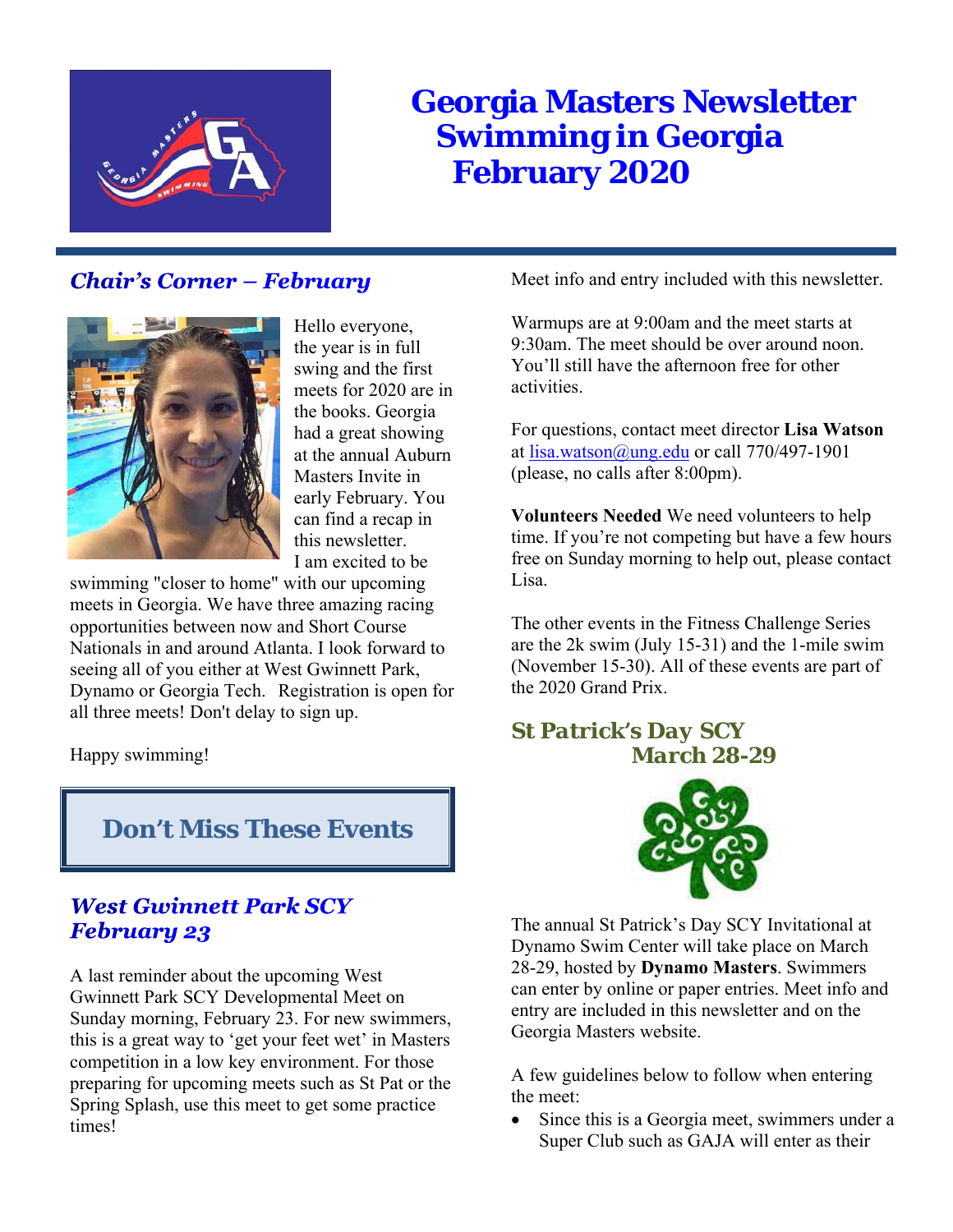# Georgia Masters Newsletter
# Swimming in Georgia
# February 2020

## *Chair's Corner – February*

Hello everyone, the year is in full swing and the first meets for 2020 are in the books. Georgia had a great showing at the annual Auburn Masters Invite in early February. You can find a recap in this newsletter. I am excited to be swimming "closer to home" with our upcoming meets in Georgia. We have three amazing racing opportunities between now and Short Course Nationals in and around Atlanta. I look forward to seeing all of you either at West Gwinnett Park, Dynamo or Georgia Tech. Registration is open for all three meets! Don't delay to sign up.

Happy swimming!

## Don't Miss These Events

### *West Gwinnett Park SCY February 23*

A last reminder about the upcoming West Gwinnett Park SCY Developmental Meet on Sunday morning, February 23. For new swimmers, this is a great way to 'get your feet wet' in Masters competition in a low key environment. For those preparing for upcoming meets such as St Pat or the Spring Splash, use this meet to get some practice times!

Meet info and entry included with this newsletter.

Warmups are at 9:00am and the meet starts at 9:30am. The meet should be over around noon. You'll still have the afternoon free for other activities.

For questions, contact meet director **Lisa Watson** at lisa.watson@ung.edu or call 770/497-1901 (please, no calls after 8:00pm).

**Volunteers Needed** We need volunteers to help time. If you're not competing but have a few hours free on Sunday morning to help out, please contact Lisa.

The other events in the Fitness Challenge Series are the 2k swim (July 15-31) and the 1-mile swim (November 15-30). All of these events are part of the 2020 Grand Prix.

### St Patrick's Day SCY March 28-29

The annual St Patrick's Day SCY Invitational at Dynamo Swim Center will take place on March 28-29, hosted by **Dynamo Masters**. Swimmers can enter by online or paper entries. Meet info and entry are included in this newsletter and on the Georgia Masters website.

A few guidelines below to follow when entering the meet:

- Since this is a Georgia meet, swimmers under a Super Club such as GAJA will enter as their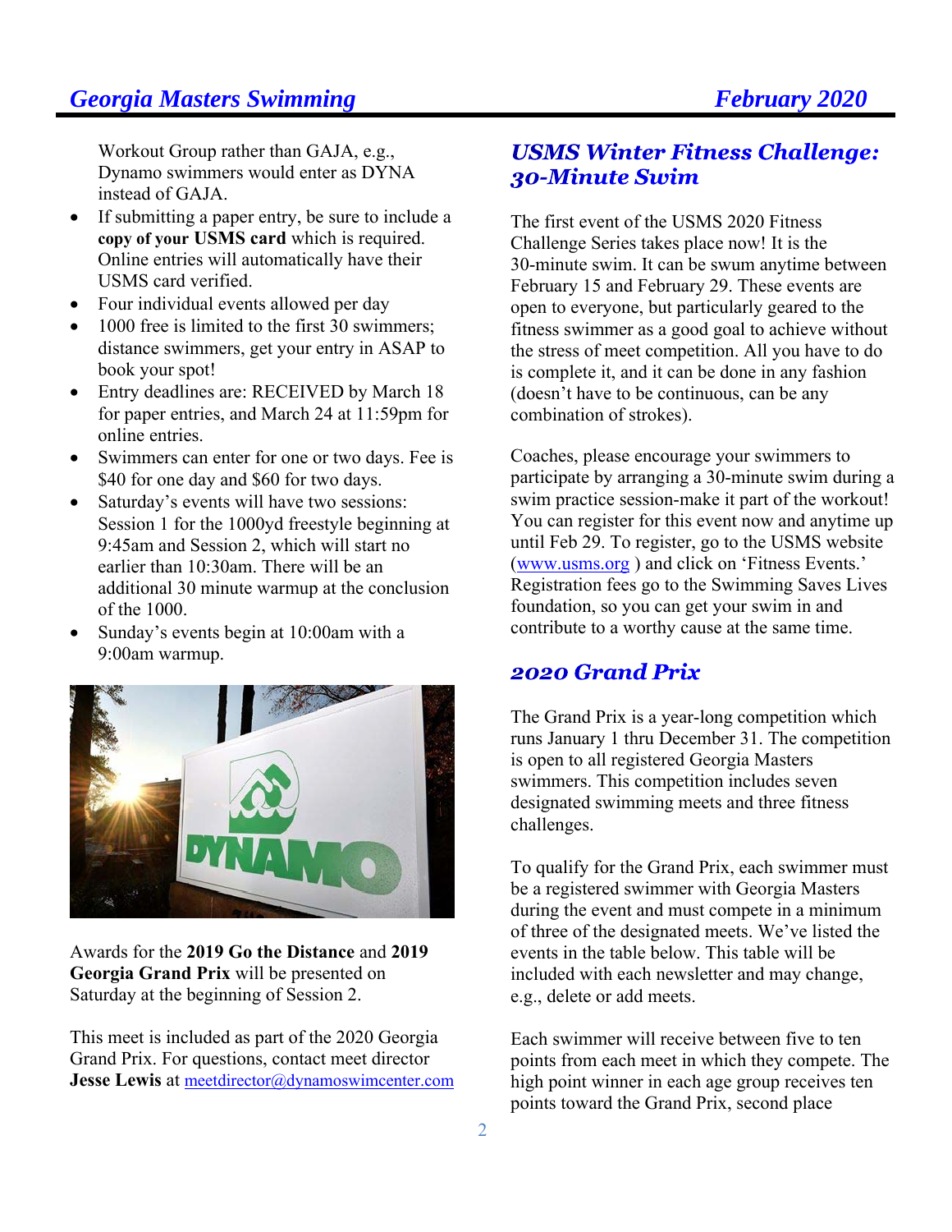Workout Group rather than GAJA, e.g., Dynamo swimmers would enter as DYNA instead of GAJA.

- If submitting a paper entry, be sure to include a **copy of your USMS card** which is required. Online entries will automatically have their USMS card verified.
- Four individual events allowed per day
- 1000 free is limited to the first 30 swimmers; distance swimmers, get your entry in ASAP to book your spot!
- Entry deadlines are: RECEIVED by March 18 for paper entries, and March 24 at 11:59pm for online entries.
- Swimmers can enter for one or two days. Fee is $40 for one day and $60 for two days.
- Saturday's events will have two sessions: Session 1 for the 1000yd freestyle beginning at 9:45am and Session 2, which will start no earlier than 10:30am. There will be an additional 30 minute warmup at the conclusion of the 1000.
- Sunday's events begin at 10:00am with a 9:00am warmup.

Awards for the **2019 Go the Distance** and **2019 Georgia Grand Prix** will be presented on Saturday at the beginning of Session 2.

This meet is included as part of the 2020 Georgia Grand Prix. For questions, contact meet director **Jesse Lewis** at meetdirector@dynamoswimcenter.com

## *USMS Winter Fitness Challenge: 30-Minute Swim*

The first event of the USMS 2020 Fitness Challenge Series takes place now! It is the 30-minute swim. It can be swum anytime between February 15 and February 29. These events are open to everyone, but particularly geared to the fitness swimmer as a good goal to achieve without the stress of meet competition. All you have to do is complete it, and it can be done in any fashion (doesn't have to be continuous, can be any combination of strokes).

Coaches, please encourage your swimmers to participate by arranging a 30-minute swim during a swim practice session-make it part of the workout! You can register for this event now and anytime up until Feb 29. To register, go to the USMS website (www.usms.org ) and click on 'Fitness Events.' Registration fees go to the Swimming Saves Lives foundation, so you can get your swim in and contribute to a worthy cause at the same time.

## *2020 Grand Prix*

The Grand Prix is a year-long competition which runs January 1 thru December 31. The competition is open to all registered Georgia Masters swimmers. This competition includes seven designated swimming meets and three fitness challenges.

To qualify for the Grand Prix, each swimmer must be a registered swimmer with Georgia Masters during the event and must compete in a minimum of three of the designated meets. We've listed the events in the table below. This table will be included with each newsletter and may change, e.g., delete or add meets.

Each swimmer will receive between five to ten points from each meet in which they compete. The high point winner in each age group receives ten points toward the Grand Prix, second place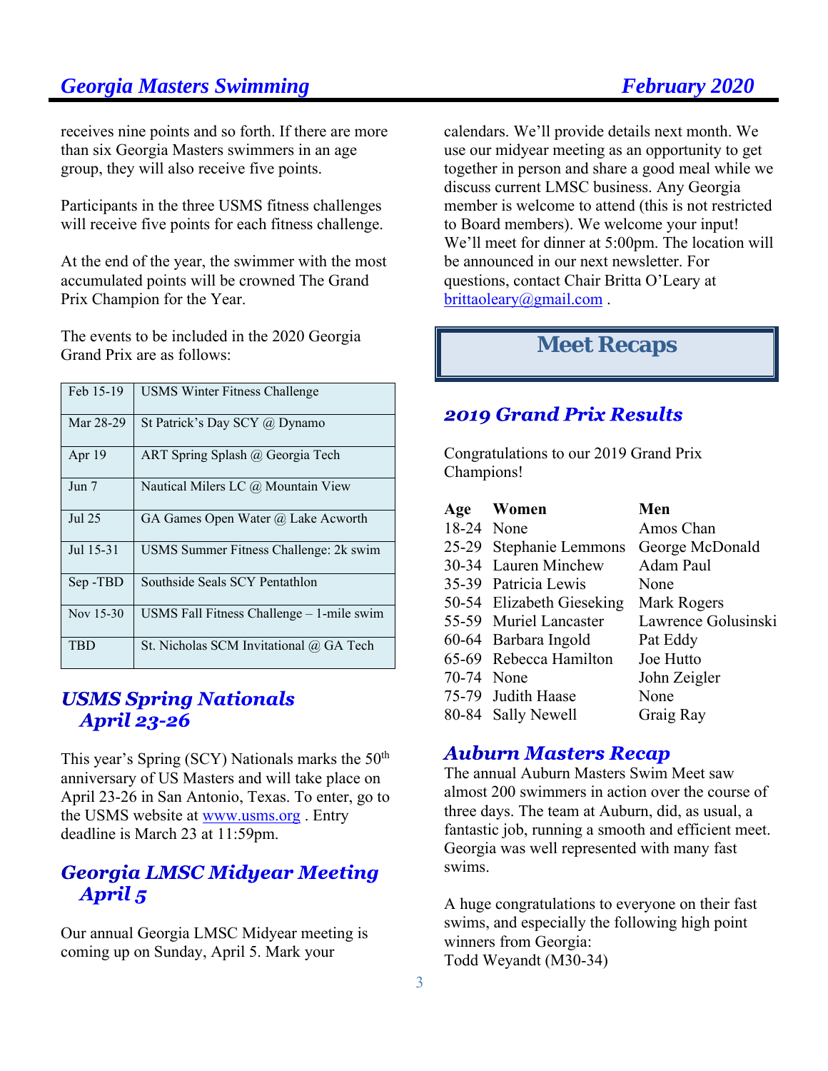receives nine points and so forth. If there are more than six Georgia Masters swimmers in an age group, they will also receive five points.

Participants in the three USMS fitness challenges will receive five points for each fitness challenge.

At the end of the year, the swimmer with the most accumulated points will be crowned The Grand Prix Champion for the Year.

The events to be included in the 2020 Georgia Grand Prix are as follows:

| | |
|---|---|
| Feb 15-19 | USMS Winter Fitness Challenge |
| Mar 28-29 | St Patrick's Day SCY @ Dynamo |
| Apr 19 | ART Spring Splash @ Georgia Tech |
| Jun 7 | Nautical Milers LC @ Mountain View |
| Jul 25 | GA Games Open Water @ Lake Acworth |
| Jul 15-31 | USMS Summer Fitness Challenge: 2k swim |
| Sep -TBD | Southside Seals SCY Pentathlon |
| Nov 15-30 | USMS Fall Fitness Challenge – 1-mile swim |
| TBD | St. Nicholas SCM Invitational @ GA Tech |

## *USMS Spring Nationals April 23-26*

This year's Spring (SCY) Nationals marks the 50th anniversary of US Masters and will take place on April 23-26 in San Antonio, Texas. To enter, go to the USMS website at www.usms.org . Entry deadline is March 23 at 11:59pm.

## *Georgia LMSC Midyear Meeting April 5*

Our annual Georgia LMSC Midyear meeting is coming up on Sunday, April 5. Mark your calendars. We'll provide details next month. We use our midyear meeting as an opportunity to get together in person and share a good meal while we discuss current LMSC business. Any Georgia member is welcome to attend (this is not restricted to Board members). We welcome your input! We'll meet for dinner at 5:00pm. The location will be announced in our next newsletter. For questions, contact Chair Britta O'Leary at brittaoleary@gmail.com .

# Meet Recaps

## *2019 Grand Prix Results*

Congratulations to our 2019 Grand Prix Champions!

| Age | Women | Men |
|---|---|---|
| 18-24 | None | Amos Chan |
| 25-29 | Stephanie Lemmons | George McDonald |
| 30-34 | Lauren Minchew | Adam Paul |
| 35-39 | Patricia Lewis | None |
| 50-54 | Elizabeth Gieseking | Mark Rogers |
| 55-59 | Muriel Lancaster | Lawrence Golusinski |
| 60-64 | Barbara Ingold | Pat Eddy |
| 65-69 | Rebecca Hamilton | Joe Hutto |
| 70-74 | None | John Zeigler |
| 75-79 | Judith Haase | None |
| 80-84 | Sally Newell | Graig Ray |

## *Auburn Masters Recap*

The annual Auburn Masters Swim Meet saw almost 200 swimmers in action over the course of three days. The team at Auburn, did, as usual, a fantastic job, running a smooth and efficient meet. Georgia was well represented with many fast swims.

A huge congratulations to everyone on their fast swims, and especially the following high point winners from Georgia:
Todd Weyandt (M30-34)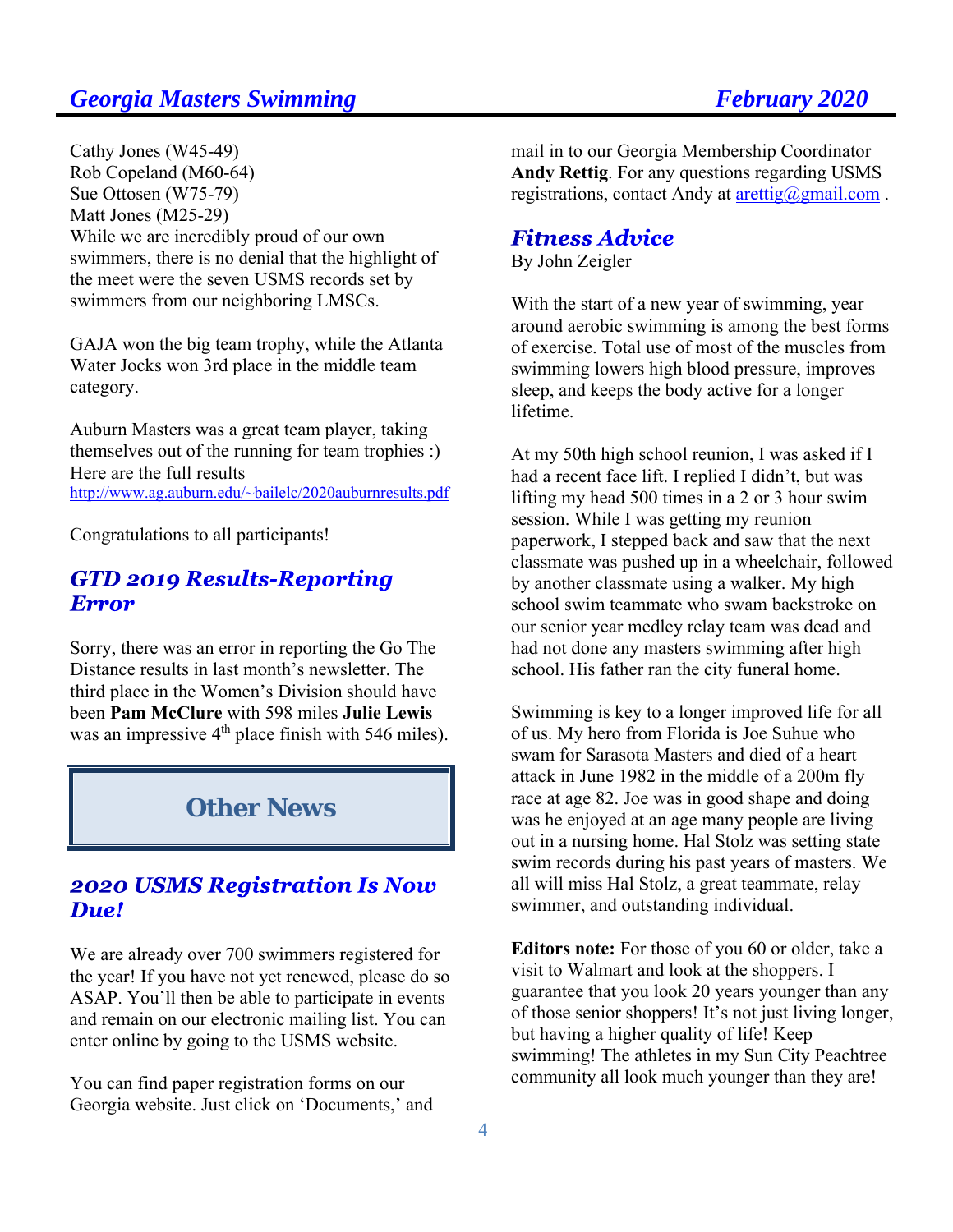Cathy Jones (W45-49)
Rob Copeland (M60-64)
Sue Ottosen (W75-79)
Matt Jones (M25-29)
While we are incredibly proud of our own swimmers, there is no denial that the highlight of the meet were the seven USMS records set by swimmers from our neighboring LMSCs.

GAJA won the big team trophy, while the Atlanta Water Jocks won 3rd place in the middle team category.

Auburn Masters was a great team player, taking themselves out of the running for team trophies :) Here are the full results
http://www.ag.auburn.edu/~bailelc/2020auburnresults.pdf

Congratulations to all participants!

## *GTD 2019 Results-Reporting Error*

Sorry, there was an error in reporting the Go The Distance results in last month's newsletter. The third place in the Women's Division should have been **Pam McClure** with 598 miles **Julie Lewis** was an impressive 4th place finish with 546 miles).

# Other News

## *2020 USMS Registration Is Now Due!*

We are already over 700 swimmers registered for the year! If you have not yet renewed, please do so ASAP. You'll then be able to participate in events and remain on our electronic mailing list. You can enter online by going to the USMS website.

You can find paper registration forms on our Georgia website. Just click on 'Documents,' and mail in to our Georgia Membership Coordinator **Andy Rettig**. For any questions regarding USMS registrations, contact Andy at arettig@gmail.com .

## *Fitness Advice*

By John Zeigler

With the start of a new year of swimming, year around aerobic swimming is among the best forms of exercise. Total use of most of the muscles from swimming lowers high blood pressure, improves sleep, and keeps the body active for a longer lifetime.

At my 50th high school reunion, I was asked if I had a recent face lift. I replied I didn't, but was lifting my head 500 times in a 2 or 3 hour swim session. While I was getting my reunion paperwork, I stepped back and saw that the next classmate was pushed up in a wheelchair, followed by another classmate using a walker. My high school swim teammate who swam backstroke on our senior year medley relay team was dead and had not done any masters swimming after high school. His father ran the city funeral home.

Swimming is key to a longer improved life for all of us. My hero from Florida is Joe Suhue who swam for Sarasota Masters and died of a heart attack in June 1982 in the middle of a 200m fly race at age 82. Joe was in good shape and doing was he enjoyed at an age many people are living out in a nursing home. Hal Stolz was setting state swim records during his past years of masters. We all will miss Hal Stolz, a great teammate, relay swimmer, and outstanding individual.

**Editors note:** For those of you 60 or older, take a visit to Walmart and look at the shoppers. I guarantee that you look 20 years younger than any of those senior shoppers! It's not just living longer, but having a higher quality of life! Keep swimming! The athletes in my Sun City Peachtree community all look much younger than they are!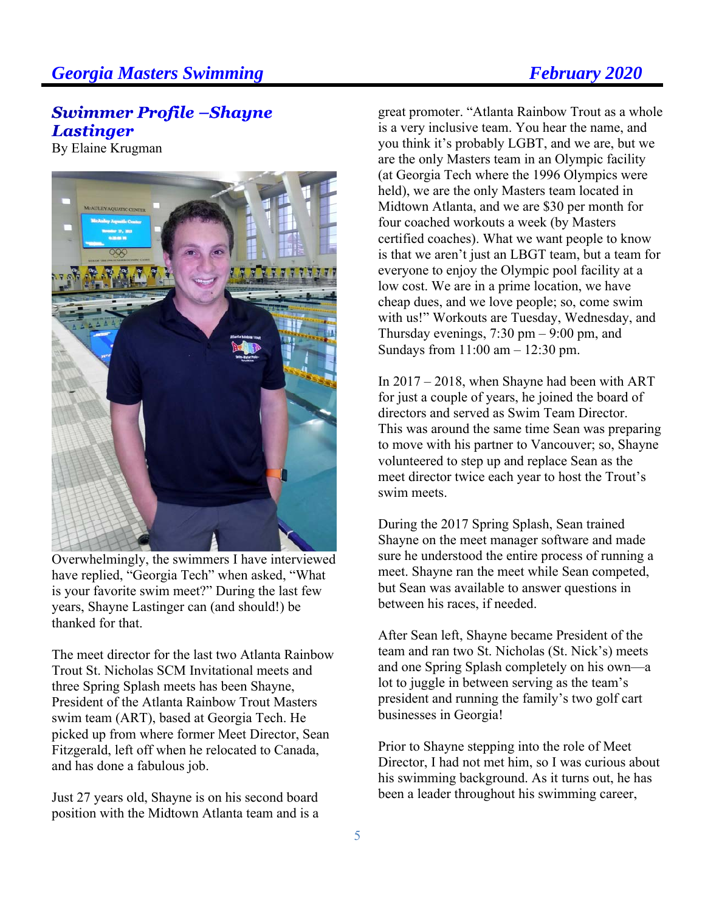## *Swimmer Profile –Shayne Lastinger*

By Elaine Krugman

Overwhelmingly, the swimmers I have interviewed have replied, "Georgia Tech" when asked, "What is your favorite swim meet?" During the last few years, Shayne Lastinger can (and should!) be thanked for that.

The meet director for the last two Atlanta Rainbow Trout St. Nicholas SCM Invitational meets and three Spring Splash meets has been Shayne, President of the Atlanta Rainbow Trout Masters swim team (ART), based at Georgia Tech. He picked up from where former Meet Director, Sean Fitzgerald, left off when he relocated to Canada, and has done a fabulous job.

Just 27 years old, Shayne is on his second board position with the Midtown Atlanta team and is a great promoter. "Atlanta Rainbow Trout as a whole is a very inclusive team. You hear the name, and you think it's probably LGBT, and we are, but we are the only Masters team in an Olympic facility (at Georgia Tech where the 1996 Olympics were held), we are the only Masters team located in Midtown Atlanta, and we are $30 per month for four coached workouts a week (by Masters certified coaches). What we want people to know is that we aren't just an LBGT team, but a team for everyone to enjoy the Olympic pool facility at a low cost. We are in a prime location, we have cheap dues, and we love people; so, come swim with us!" Workouts are Tuesday, Wednesday, and Thursday evenings, 7:30 pm – 9:00 pm, and Sundays from 11:00 am – 12:30 pm.

In 2017 – 2018, when Shayne had been with ART for just a couple of years, he joined the board of directors and served as Swim Team Director. This was around the same time Sean was preparing to move with his partner to Vancouver; so, Shayne volunteered to step up and replace Sean as the meet director twice each year to host the Trout's swim meets.

During the 2017 Spring Splash, Sean trained Shayne on the meet manager software and made sure he understood the entire process of running a meet. Shayne ran the meet while Sean competed, but Sean was available to answer questions in between his races, if needed.

After Sean left, Shayne became President of the team and ran two St. Nicholas (St. Nick's) meets and one Spring Splash completely on his own—a lot to juggle in between serving as the team's president and running the family's two golf cart businesses in Georgia!

Prior to Shayne stepping into the role of Meet Director, I had not met him, so I was curious about his swimming background. As it turns out, he has been a leader throughout his swimming career,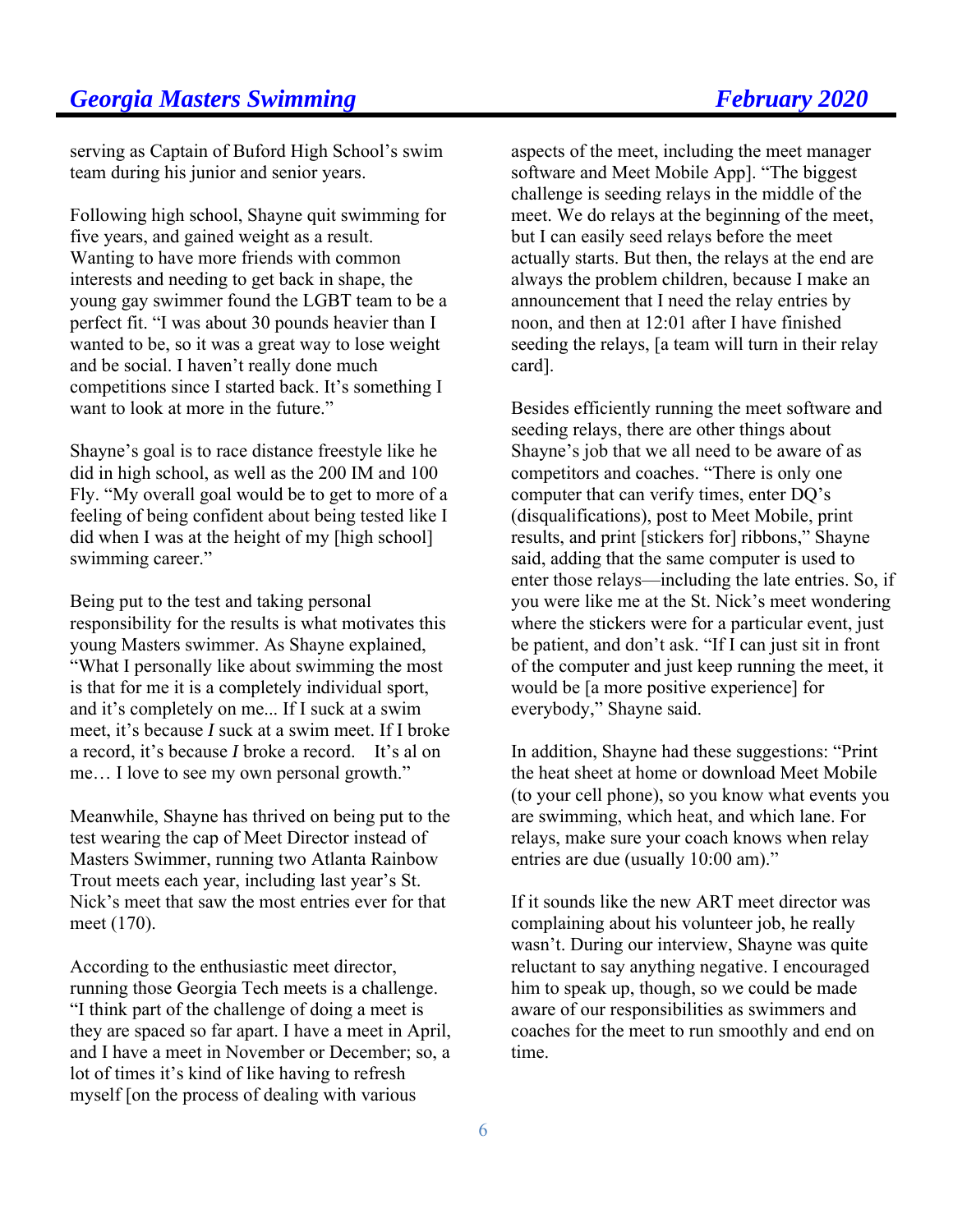serving as Captain of Buford High School's swim team during his junior and senior years.

Following high school, Shayne quit swimming for five years, and gained weight as a result. Wanting to have more friends with common interests and needing to get back in shape, the young gay swimmer found the LGBT team to be a perfect fit. "I was about 30 pounds heavier than I wanted to be, so it was a great way to lose weight and be social. I haven't really done much competitions since I started back. It's something I want to look at more in the future."

Shayne's goal is to race distance freestyle like he did in high school, as well as the 200 IM and 100 Fly. "My overall goal would be to get to more of a feeling of being confident about being tested like I did when I was at the height of my [high school] swimming career."

Being put to the test and taking personal responsibility for the results is what motivates this young Masters swimmer. As Shayne explained, "What I personally like about swimming the most is that for me it is a completely individual sport, and it's completely on me... If I suck at a swim meet, it's because *I* suck at a swim meet. If I broke a record, it's because *I* broke a record.   It's al on me… I love to see my own personal growth."

Meanwhile, Shayne has thrived on being put to the test wearing the cap of Meet Director instead of Masters Swimmer, running two Atlanta Rainbow Trout meets each year, including last year's St. Nick's meet that saw the most entries ever for that meet (170).

According to the enthusiastic meet director, running those Georgia Tech meets is a challenge. "I think part of the challenge of doing a meet is they are spaced so far apart. I have a meet in April, and I have a meet in November or December; so, a lot of times it's kind of like having to refresh myself [on the process of dealing with various aspects of the meet, including the meet manager software and Meet Mobile App]. "The biggest challenge is seeding relays in the middle of the meet. We do relays at the beginning of the meet, but I can easily seed relays before the meet actually starts. But then, the relays at the end are always the problem children, because I make an announcement that I need the relay entries by noon, and then at 12:01 after I have finished seeding the relays, [a team will turn in their relay card].

Besides efficiently running the meet software and seeding relays, there are other things about Shayne's job that we all need to be aware of as competitors and coaches. "There is only one computer that can verify times, enter DQ's (disqualifications), post to Meet Mobile, print results, and print [stickers for] ribbons," Shayne said, adding that the same computer is used to enter those relays—including the late entries. So, if you were like me at the St. Nick's meet wondering where the stickers were for a particular event, just be patient, and don't ask. "If I can just sit in front of the computer and just keep running the meet, it would be [a more positive experience] for everybody," Shayne said.

In addition, Shayne had these suggestions: "Print the heat sheet at home or download Meet Mobile (to your cell phone), so you know what events you are swimming, which heat, and which lane. For relays, make sure your coach knows when relay entries are due (usually 10:00 am)."

If it sounds like the new ART meet director was complaining about his volunteer job, he really wasn't. During our interview, Shayne was quite reluctant to say anything negative. I encouraged him to speak up, though, so we could be made aware of our responsibilities as swimmers and coaches for the meet to run smoothly and end on time.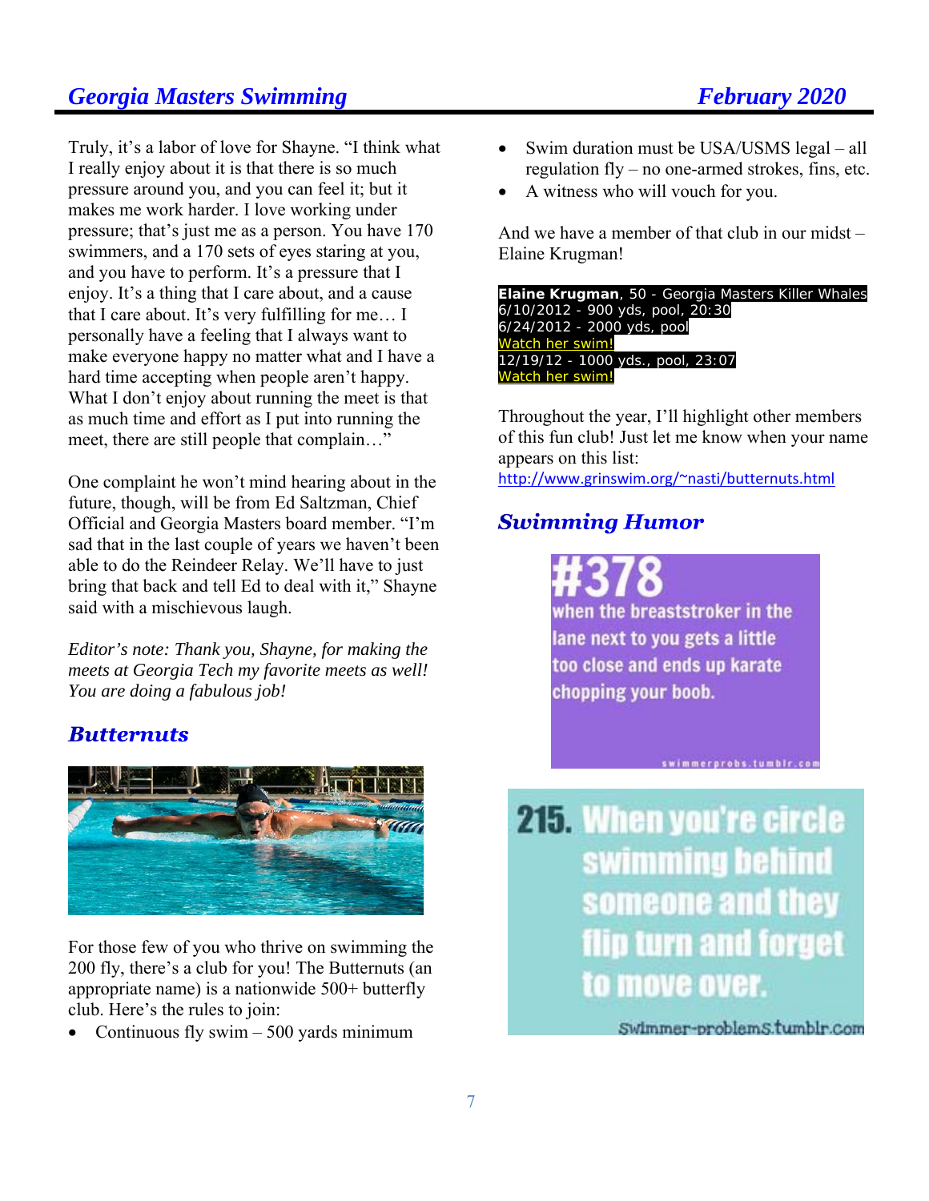Truly, it's a labor of love for Shayne. "I think what I really enjoy about it is that there is so much pressure around you, and you can feel it; but it makes me work harder. I love working under pressure; that's just me as a person. You have 170 swimmers, and a 170 sets of eyes staring at you, and you have to perform. It's a pressure that I enjoy. It's a thing that I care about, and a cause that I care about. It's very fulfilling for me… I personally have a feeling that I always want to make everyone happy no matter what and I have a hard time accepting when people aren't happy. What I don't enjoy about running the meet is that as much time and effort as I put into running the meet, there are still people that complain…"

One complaint he won't mind hearing about in the future, though, will be from Ed Saltzman, Chief Official and Georgia Masters board member. "I'm sad that in the last couple of years we haven't been able to do the Reindeer Relay. We'll have to just bring that back and tell Ed to deal with it," Shayne said with a mischievous laugh.

*Editor's note: Thank you, Shayne, for making the meets at Georgia Tech my favorite meets as well! You are doing a fabulous job!*

## Butternuts

For those few of you who thrive on swimming the 200 fly, there's a club for you! The Butternuts (an appropriate name) is a nationwide 500+ butterfly club. Here's the rules to join:

- Continuous fly swim – 500 yards minimum
- Swim duration must be USA/USMS legal – all regulation fly – no one-armed strokes, fins, etc.
- A witness who will vouch for you.

And we have a member of that club in our midst – Elaine Krugman!

**Elaine Krugman**, 50 - Georgia Masters Killer Whales
6/10/2012 - 900 yds, pool, 20:30
6/24/2012 - 2000 yds, pool
Watch her swim!
12/19/12 - 1000 yds., pool, 23:07
Watch her swim!

Throughout the year, I'll highlight other members of this fun club! Just let me know when your name appears on this list:
http://www.grinswim.org/~nasti/butternuts.html

## Swimming Humor

#378 when the breaststroker in the lane next to you gets a little too close and ends up karate chopping your boob.

swimmerprobs.tumblr.com

215. When you're circle swimming behind someone and they flip turn and forget to move over.

swimmer-problems.tumblr.com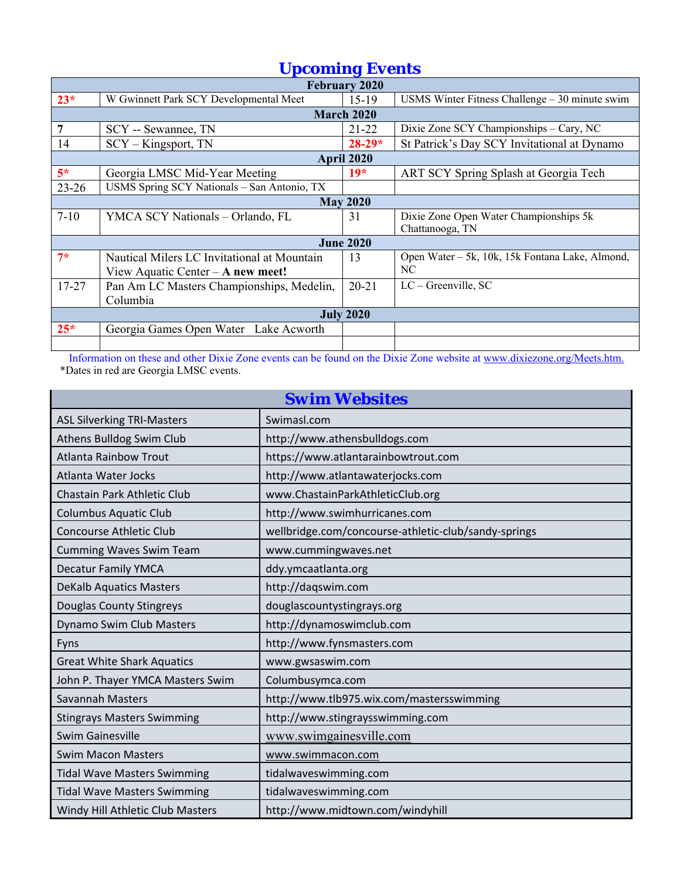# Upcoming Events

| February 2020 | | | |
|---|---|---|---|
| 23* | W Gwinnett Park SCY Developmental Meet | 15-19 | USMS Winter Fitness Challenge – 30 minute swim |
| **March 2020** | | | |
| 7 | SCY -- Sewannee, TN | 21-22 | Dixie Zone SCY Championships – Cary, NC |
| 14 | SCY – Kingsport, TN | 28-29* | St Patrick's Day SCY Invitational at Dynamo |
| **April 2020** | | | |
| 5* | Georgia LMSC Mid-Year Meeting | 19* | ART SCY Spring Splash at Georgia Tech |
| 23-26 | USMS Spring SCY Nationals – San Antonio, TX | | |
| **May 2020** | | | |
| 7-10 | YMCA SCY Nationals – Orlando, FL | 31 | Dixie Zone Open Water Championships 5k Chattanooga, TN |
| **June 2020** | | | |
| 7* | Nautical Milers LC Invitational at Mountain View Aquatic Center – **A new meet!** | 13 | Open Water – 5k, 10k, 15k Fontana Lake, Almond, NC |
| 17-27 | Pan Am LC Masters Championships, Medelin, Columbia | 20-21 | LC – Greenville, SC |
| **July 2020** | | | |
| 25* | Georgia Games Open Water Lake Acworth | | |
| | | | |

Information on these and other Dixie Zone events can be found on the Dixie Zone website at www.dixiezone.org/Meets.htm.

*Dates in red are Georgia LMSC events.

# Swim Websites

| Club | Website |
|---|---|
| ASL Silverking TRI-Masters | Swimasl.com |
| Athens Bulldog Swim Club | http://www.athensbulldogs.com |
| Atlanta Rainbow Trout | https://www.atlantarainbowtrout.com |
| Atlanta Water Jocks | http://www.atlantawaterjocks.com |
| Chastain Park Athletic Club | www.ChastainParkAthleticClub.org |
| Columbus Aquatic Club | http://www.swimhurricanes.com |
| Concourse Athletic Club | wellbridge.com/concourse-athletic-club/sandy-springs |
| Cumming Waves Swim Team | www.cummingwaves.net |
| Decatur Family YMCA | ddy.ymcaatlanta.org |
| DeKalb Aquatics Masters | http://daqswim.com |
| Douglas County Stingreys | douglascountystingrays.org |
| Dynamo Swim Club Masters | http://dynamoswimclub.com |
| Fyns | http://www.fynsmasters.com |
| Great White Shark Aquatics | www.gwsaswim.com |
| John P. Thayer YMCA Masters Swim | Columbusymca.com |
| Savannah Masters | http://www.tlb975.wix.com/mastersswimming |
| Stingrays Masters Swimming | http://www.stingraysswimming.com |
| Swim Gainesville | www.swimgainesville.com |
| Swim Macon Masters | www.swimmacon.com |
| Tidal Wave Masters Swimming | tidalwaveswimming.com |
| Tidal Wave Masters Swimming | tidalwaveswimming.com |
| Windy Hill Athletic Club Masters | http://www.midtown.com/windyhill |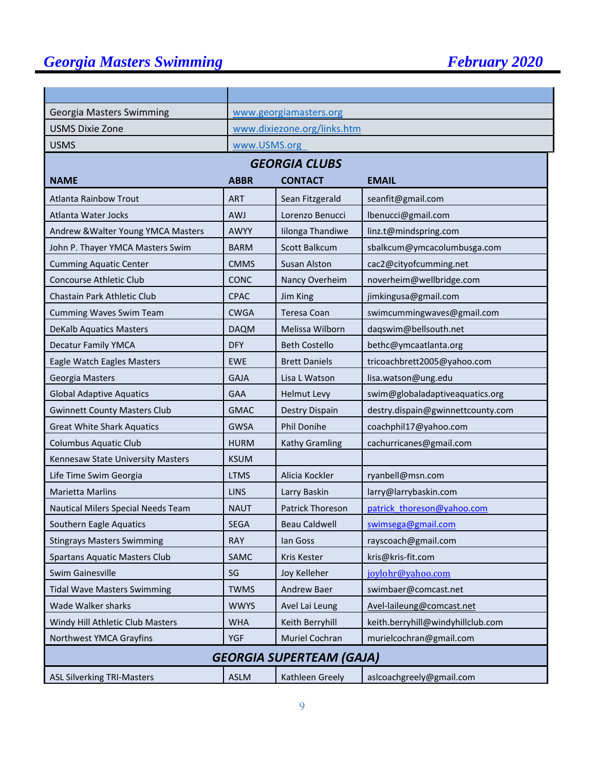| | |
|---|---|
| Georgia Masters Swimming | www.georgiamasters.org |
| USMS Dixie Zone | www.dixiezone.org/links.htm |
| USMS | www.USMS.org |

## GEORGIA CLUBS

| NAME | ABBR | CONTACT | EMAIL |
|---|---|---|---|
| Atlanta Rainbow Trout | ART | Sean Fitzgerald | seanfit@gmail.com |
| Atlanta Water Jocks | AWJ | Lorenzo Benucci | lbenucci@gmail.com |
| Andrew &Walter Young YMCA Masters | AWYY | Iilonga Thandiwe | linz.t@mindspring.com |
| John P. Thayer YMCA Masters Swim | BARM | Scott Balkcum | sbalkcum@ymcacolumbusga.com |
| Cumming Aquatic Center | CMMS | Susan Alston | cac2@cityofcumming.net |
| Concourse Athletic Club | CONC | Nancy Overheim | noverheim@wellbridge.com |
| Chastain Park Athletic Club | CPAC | Jim King | jimkingusa@gmail.com |
| Cumming Waves Swim Team | CWGA | Teresa Coan | swimcummingwaves@gmail.com |
| DeKalb Aquatics Masters | DAQM | Melissa Wilborn | daqswim@bellsouth.net |
| Decatur Family YMCA | DFY | Beth Costello | bethc@ymcaatlanta.org |
| Eagle Watch Eagles Masters | EWE | Brett Daniels | tricoachbrett2005@yahoo.com |
| Georgia Masters | GAJA | Lisa L Watson | lisa.watson@ung.edu |
| Global Adaptive Aquatics | GAA | Helmut Levy | swim@globaladaptiveaquatics.org |
| Gwinnett County Masters Club | GMAC | Destry Dispain | destry.dispain@gwinnettcounty.com |
| Great White Shark Aquatics | GWSA | Phil Donihe | coachphil17@yahoo.com |
| Columbus Aquatic Club | HURM | Kathy Gramling | cachurricanes@gmail.com |
| Kennesaw State University Masters | KSUM | | |
| Life Time Swim Georgia | LTMS | Alicia Kockler | ryanbell@msn.com |
| Marietta Marlins | LINS | Larry Baskin | larry@larrybaskin.com |
| Nautical Milers Special Needs Team | NAUT | Patrick Thoreson | patrick_thoreson@yahoo.com |
| Southern Eagle Aquatics | SEGA | Beau Caldwell | swimsega@gmail.com |
| Stingrays Masters Swimming | RAY | Ian Goss | rayscoach@gmail.com |
| Spartans Aquatic Masters Club | SAMC | Kris Kester | kris@kris-fit.com |
| Swim Gainesville | SG | Joy Kelleher | joylohr@yahoo.com |
| Tidal Wave Masters Swimming | TWMS | Andrew Baer | swimbaer@comcast.net |
| Wade Walker sharks | WWYS | Avel Lai Leung | Avel-laileung@comcast.net |
| Windy Hill Athletic Club Masters | WHA | Keith Berryhill | keith.berryhill@windyhillclub.com |
| Northwest YMCA Grayfins | YGF | Muriel Cochran | murielcochran@gmail.com |

## GEORGIA SUPERTEAM (GAJA)

| NAME | ABBR | CONTACT | EMAIL |
|---|---|---|---|
| ASL Silverking TRI-Masters | ASLM | Kathleen Greely | aslcoachgreely@gmail.com |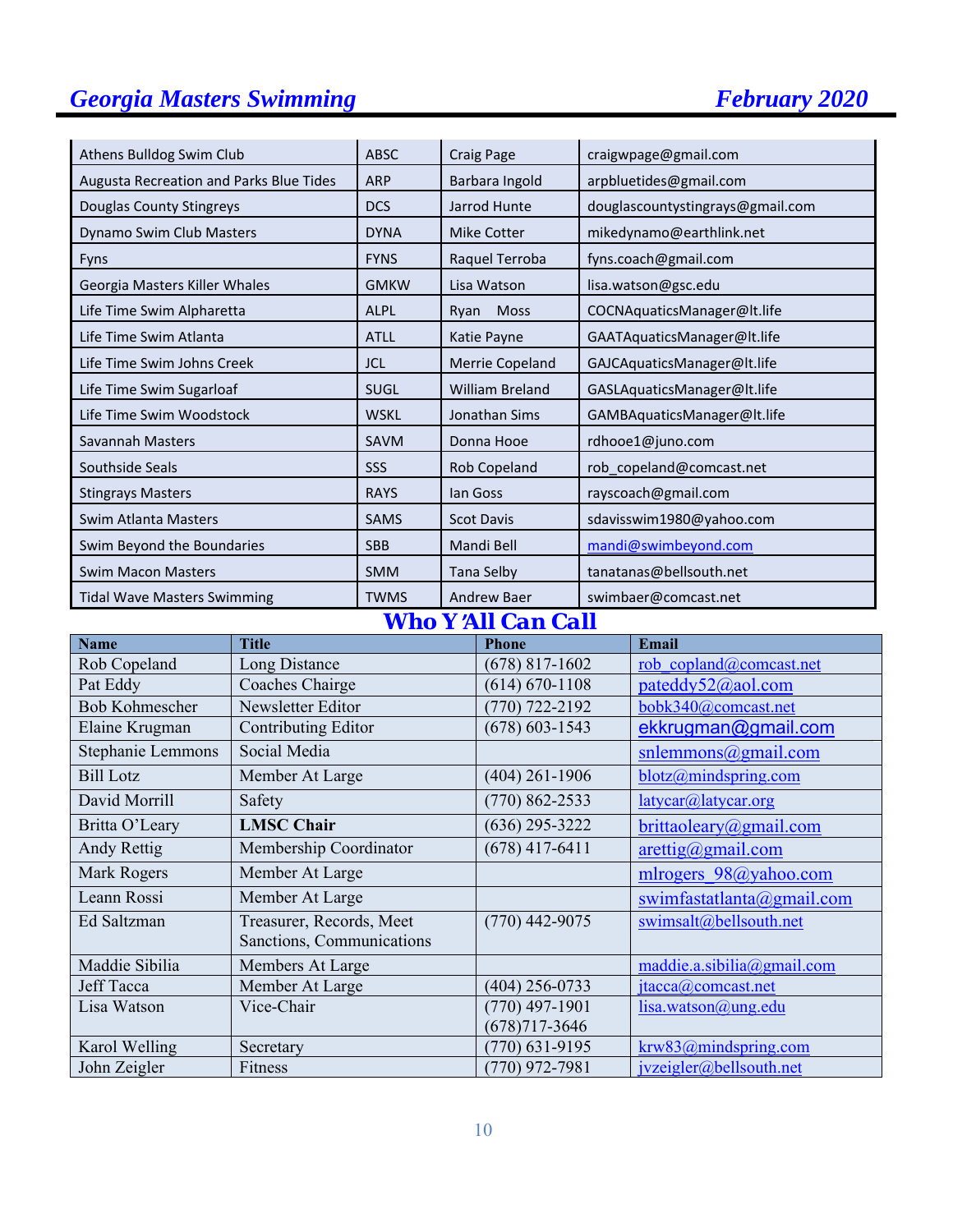| | | | |
|---|---|---|---|
| Athens Bulldog Swim Club | ABSC | Craig Page | craigwpage@gmail.com |
| Augusta Recreation and Parks Blue Tides | ARP | Barbara Ingold | arpbluetides@gmail.com |
| Douglas County Stingreys | DCS | Jarrod Hunte | douglascountystingrays@gmail.com |
| Dynamo Swim Club Masters | DYNA | Mike Cotter | mikedynamo@earthlink.net |
| Fyns | FYNS | Raquel Terroba | fyns.coach@gmail.com |
| Georgia Masters Killer Whales | GMKW | Lisa Watson | lisa.watson@gsc.edu |
| Life Time Swim Alpharetta | ALPL | Ryan Moss | COCNAquaticsManager@lt.life |
| Life Time Swim Atlanta | ATLL | Katie Payne | GAATAquaticsManager@lt.life |
| Life Time Swim Johns Creek | JCL | Merrie Copeland | GAJCAquaticsManager@lt.life |
| Life Time Swim Sugarloaf | SUGL | William Breland | GASLAquaticsManager@lt.life |
| Life Time Swim Woodstock | WSKL | Jonathan Sims | GAMBAquaticsManager@lt.life |
| Savannah Masters | SAVM | Donna Hooe | rdhooe1@juno.com |
| Southside Seals | SSS | Rob Copeland | rob_copeland@comcast.net |
| Stingrays Masters | RAYS | Ian Goss | rayscoach@gmail.com |
| Swim Atlanta Masters | SAMS | Scot Davis | sdavisswim1980@yahoo.com |
| Swim Beyond the Boundaries | SBB | Mandi Bell | mandi@swimbeyond.com |
| Swim Macon Masters | SMM | Tana Selby | tanatanas@bellsouth.net |
| Tidal Wave Masters Swimming | TWMS | Andrew Baer | swimbaer@comcast.net |

## Who Y'All Can Call

| Name | Title | Phone | Email |
|---|---|---|---|
| Rob Copeland | Long Distance | (678) 817-1602 | rob_copland@comcast.net |
| Pat Eddy | Coaches Chairge | (614) 670-1108 | pateddy52@aol.com |
| Bob Kohmescher | Newsletter Editor | (770) 722-2192 | bobk340@comcast.net |
| Elaine Krugman | Contributing Editor | (678) 603-1543 | ekkrugman@gmail.com |
| Stephanie Lemmons | Social Media | | snlemmons@gmail.com |
| Bill Lotz | Member At Large | (404) 261-1906 | blotz@mindspring.com |
| David Morrill | Safety | (770) 862-2533 | latycar@latycar.org |
| Britta O'Leary | **LMSC Chair** | (636) 295-3222 | brittaoleary@gmail.com |
| Andy Rettig | Membership Coordinator | (678) 417-6411 | arettig@gmail.com |
| Mark Rogers | Member At Large | | mlrogers_98@yahoo.com |
| Leann Rossi | Member At Large | | swimfastatlanta@gmail.com |
| Ed Saltzman | Treasurer, Records, Meet Sanctions, Communications | (770) 442-9075 | swimsalt@bellsouth.net |
| Maddie Sibilia | Members At Large | | maddie.a.sibilia@gmail.com |
| Jeff Tacca | Member At Large | (404) 256-0733 | jtacca@comcast.net |
| Lisa Watson | Vice-Chair | (770) 497-1901 (678)717-3646 | lisa.watson@ung.edu |
| Karol Welling | Secretary | (770) 631-9195 | krw83@mindspring.com |
| John Zeigler | Fitness | (770) 972-7981 | jvzeigler@bellsouth.net |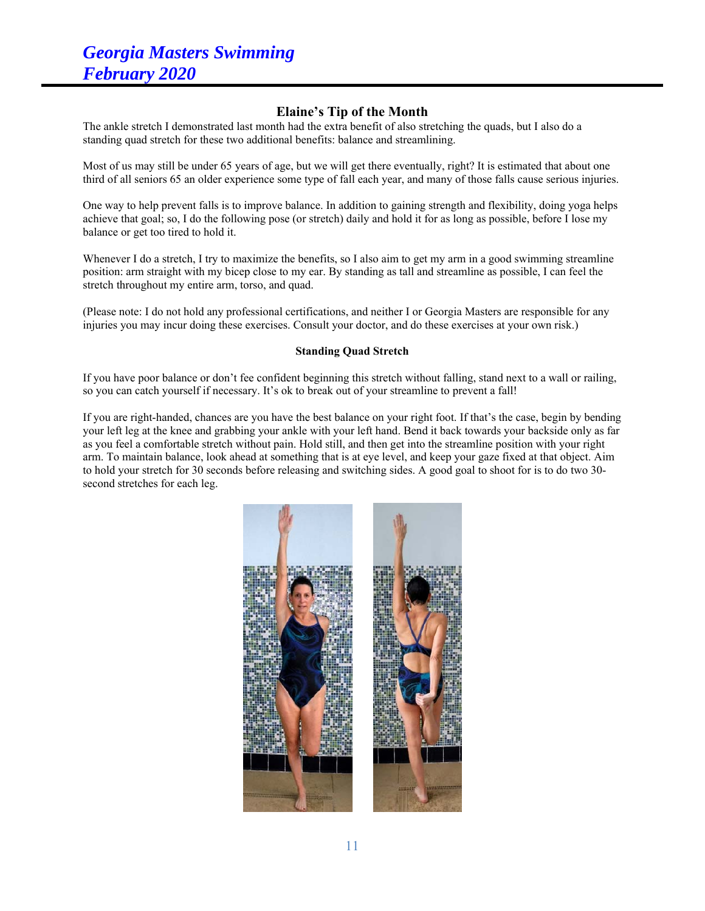## Elaine's Tip of the Month

The ankle stretch I demonstrated last month had the extra benefit of also stretching the quads, but I also do a standing quad stretch for these two additional benefits: balance and streamlining.

Most of us may still be under 65 years of age, but we will get there eventually, right? It is estimated that about one third of all seniors 65 an older experience some type of fall each year, and many of those falls cause serious injuries.

One way to help prevent falls is to improve balance. In addition to gaining strength and flexibility, doing yoga helps achieve that goal; so, I do the following pose (or stretch) daily and hold it for as long as possible, before I lose my balance or get too tired to hold it.

Whenever I do a stretch, I try to maximize the benefits, so I also aim to get my arm in a good swimming streamline position: arm straight with my bicep close to my ear. By standing as tall and streamline as possible, I can feel the stretch throughout my entire arm, torso, and quad.

(Please note: I do not hold any professional certifications, and neither I or Georgia Masters are responsible for any injuries you may incur doing these exercises. Consult your doctor, and do these exercises at your own risk.)

**Standing Quad Stretch**

If you have poor balance or don't fee confident beginning this stretch without falling, stand next to a wall or railing, so you can catch yourself if necessary. It's ok to break out of your streamline to prevent a fall!

If you are right-handed, chances are you have the best balance on your right foot. If that's the case, begin by bending your left leg at the knee and grabbing your ankle with your left hand. Bend it back towards your backside only as far as you feel a comfortable stretch without pain. Hold still, and then get into the streamline position with your right arm. To maintain balance, look ahead at something that is at eye level, and keep your gaze fixed at that object. Aim to hold your stretch for 30 seconds before releasing and switching sides. A good goal to shoot for is to do two 30-second stretches for each leg.